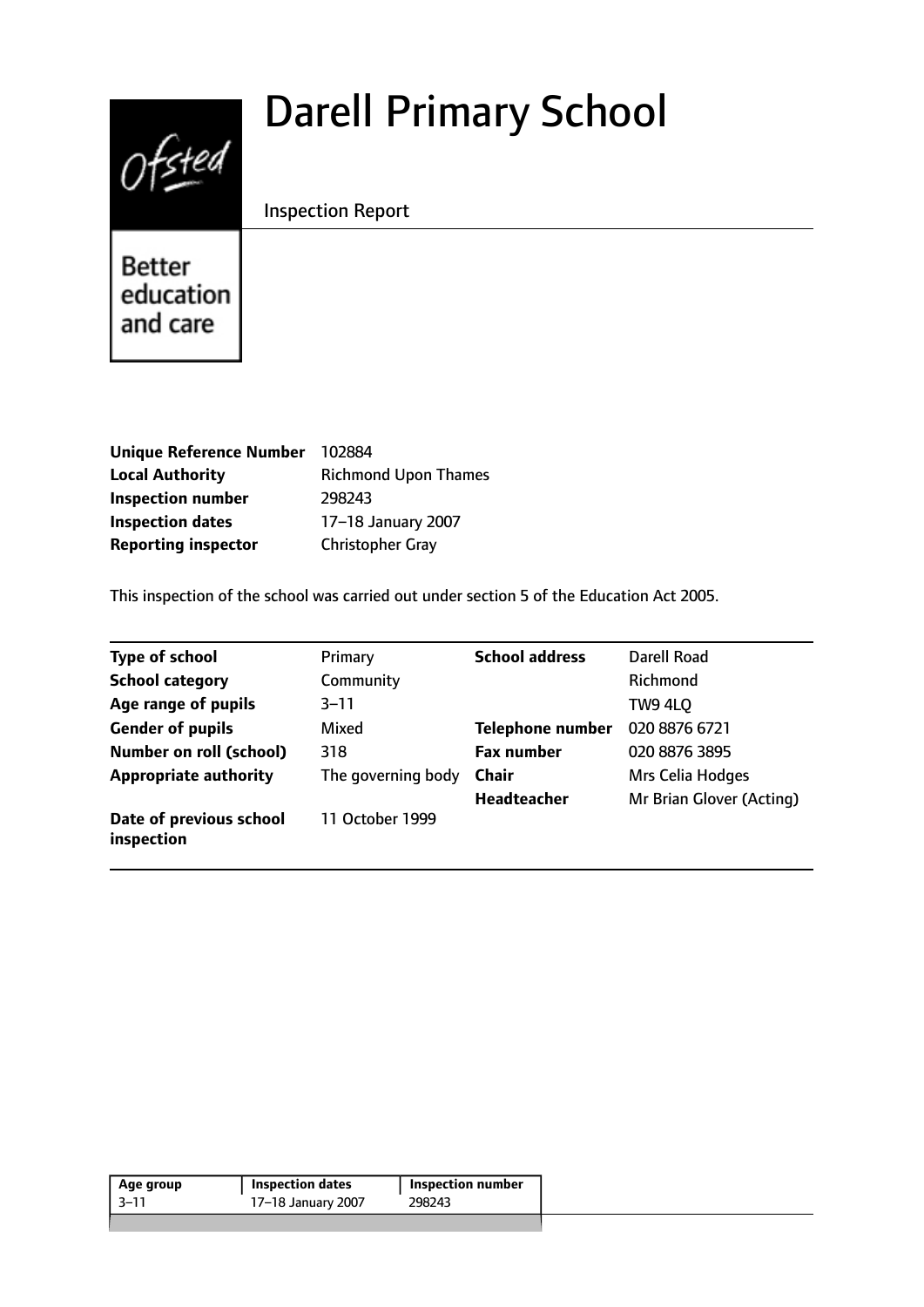# Darell Primary School

Inspection Report

Better education and care

| | |
|---|---|
| **Unique Reference Number** | 102884 |
| **Local Authority** | Richmond Upon Thames |
| **Inspection number** | 298243 |
| **Inspection dates** | 17–18 January 2007 |
| **Reporting inspector** | Christopher Gray |

This inspection of the school was carried out under section 5 of the Education Act 2005.

| | | | |
|---|---|---|---|
| **Type of school** | Primary | **School address** | Darell Road |
| **School category** | Community | | Richmond |
| **Age range of pupils** | 3–11 | | TW9 4LQ |
| **Gender of pupils** | Mixed | **Telephone number** | 020 8876 6721 |
| **Number on roll (school)** | 318 | **Fax number** | 020 8876 3895 |
| **Appropriate authority** | The governing body | **Chair** | Mrs Celia Hodges |
| | | **Headteacher** | Mr Brian Glover (Acting) |
| **Date of previous school inspection** | 11 October 1999 | | |

| Age group | Inspection dates | Inspection number |
|---|---|---|
| 3–11 | 17–18 January 2007 | 298243 |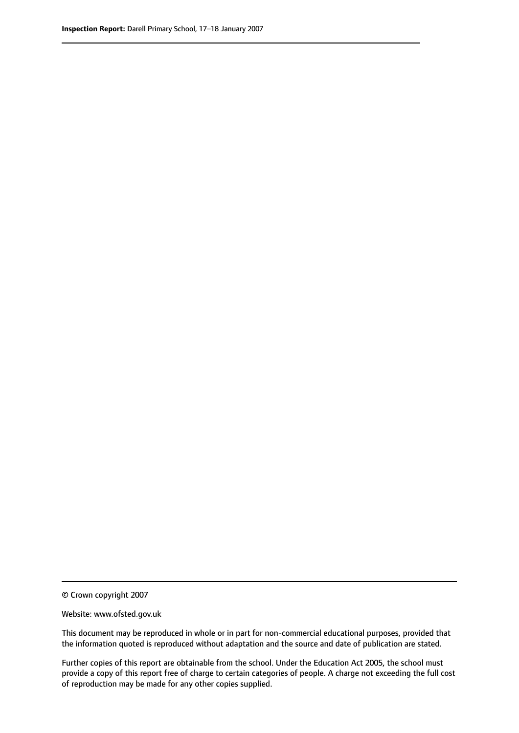© Crown copyright 2007

Website: www.ofsted.gov.uk

This document may be reproduced in whole or in part for non-commercial educational purposes, provided that the information quoted is reproduced without adaptation and the source and date of publication are stated.

Further copies of this report are obtainable from the school. Under the Education Act 2005, the school must provide a copy of this report free of charge to certain categories of people. A charge not exceeding the full cost of reproduction may be made for any other copies supplied.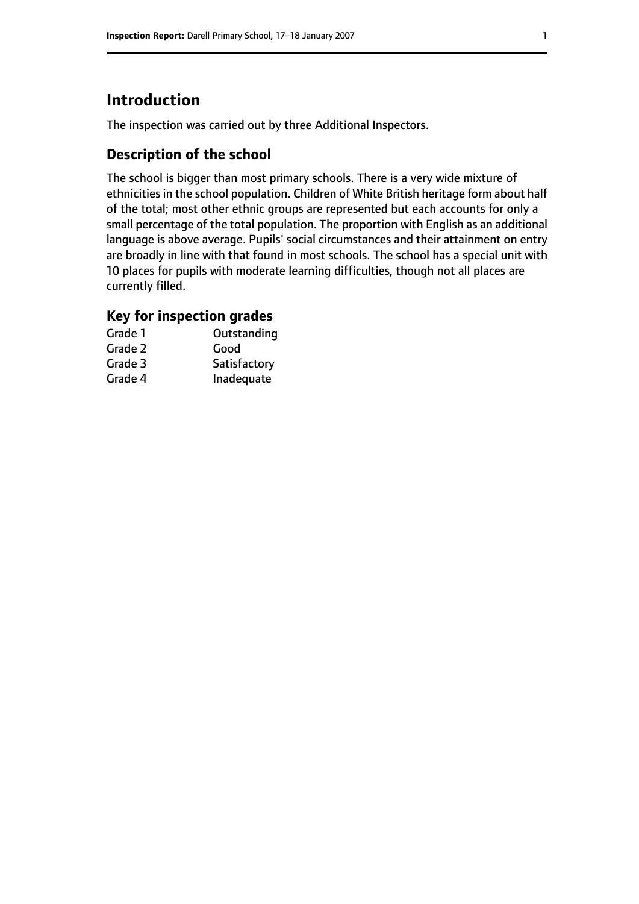# Introduction

The inspection was carried out by three Additional Inspectors.

## Description of the school

The school is bigger than most primary schools. There is a very wide mixture of ethnicities in the school population. Children of White British heritage form about half of the total; most other ethnic groups are represented but each accounts for only a small percentage of the total population. The proportion with English as an additional language is above average. Pupils' social circumstances and their attainment on entry are broadly in line with that found in most schools. The school has a special unit with 10 places for pupils with moderate learning difficulties, though not all places are currently filled.

### Key for inspection grades

| | |
|---|---|
| Grade 1 | Outstanding |
| Grade 2 | Good |
| Grade 3 | Satisfactory |
| Grade 4 | Inadequate |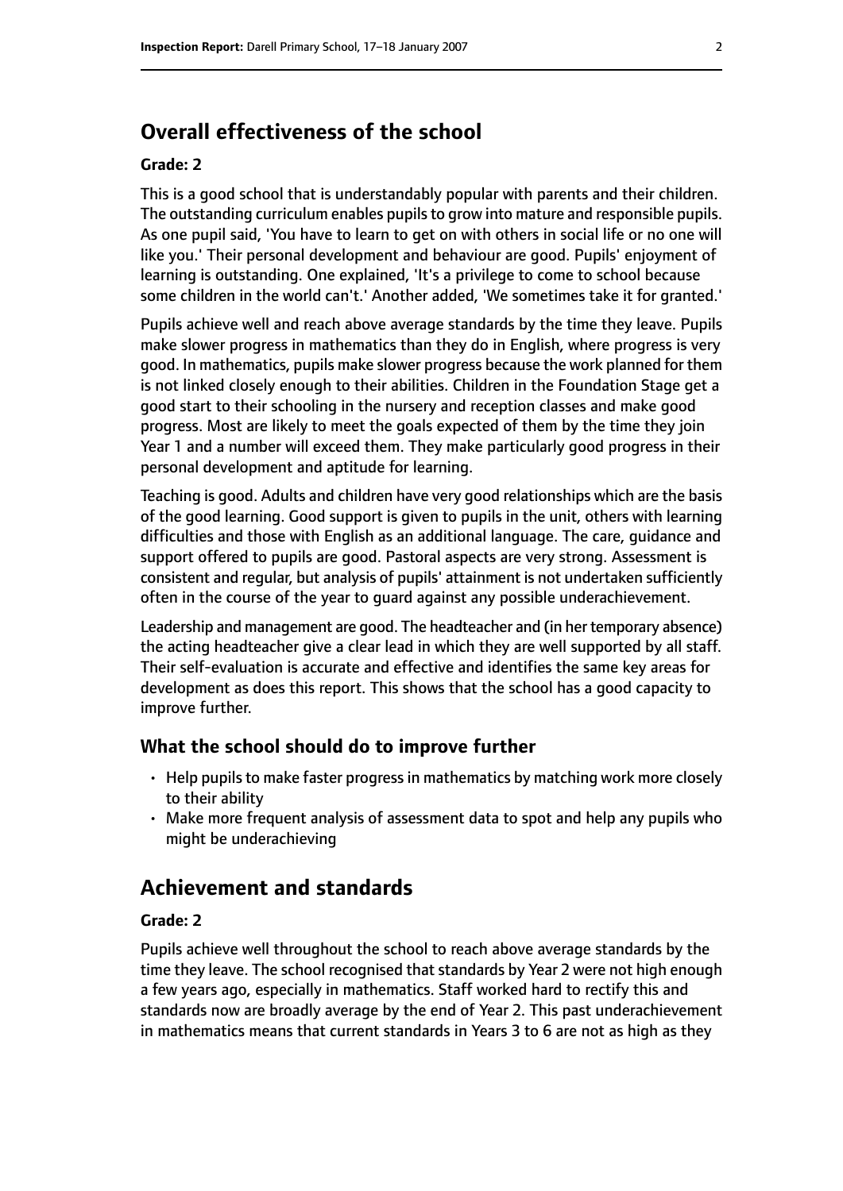## Overall effectiveness of the school

### Grade: 2

This is a good school that is understandably popular with parents and their children. The outstanding curriculum enables pupils to grow into mature and responsible pupils. As one pupil said, 'You have to learn to get on with others in social life or no one will like you.' Their personal development and behaviour are good. Pupils' enjoyment of learning is outstanding. One explained, 'It's a privilege to come to school because some children in the world can't.' Another added, 'We sometimes take it for granted.'

Pupils achieve well and reach above average standards by the time they leave. Pupils make slower progress in mathematics than they do in English, where progress is very good. In mathematics, pupils make slower progress because the work planned for them is not linked closely enough to their abilities. Children in the Foundation Stage get a good start to their schooling in the nursery and reception classes and make good progress. Most are likely to meet the goals expected of them by the time they join Year 1 and a number will exceed them. They make particularly good progress in their personal development and aptitude for learning.

Teaching is good. Adults and children have very good relationships which are the basis of the good learning. Good support is given to pupils in the unit, others with learning difficulties and those with English as an additional language. The care, guidance and support offered to pupils are good. Pastoral aspects are very strong. Assessment is consistent and regular, but analysis of pupils' attainment is not undertaken sufficiently often in the course of the year to guard against any possible underachievement.

Leadership and management are good. The headteacher and (in her temporary absence) the acting headteacher give a clear lead in which they are well supported by all staff. Their self-evaluation is accurate and effective and identifies the same key areas for development as does this report. This shows that the school has a good capacity to improve further.

### What the school should do to improve further

- Help pupils to make faster progress in mathematics by matching work more closely to their ability
- Make more frequent analysis of assessment data to spot and help any pupils who might be underachieving

## Achievement and standards

### Grade: 2

Pupils achieve well throughout the school to reach above average standards by the time they leave. The school recognised that standards by Year 2 were not high enough a few years ago, especially in mathematics. Staff worked hard to rectify this and standards now are broadly average by the end of Year 2. This past underachievement in mathematics means that current standards in Years 3 to 6 are not as high as they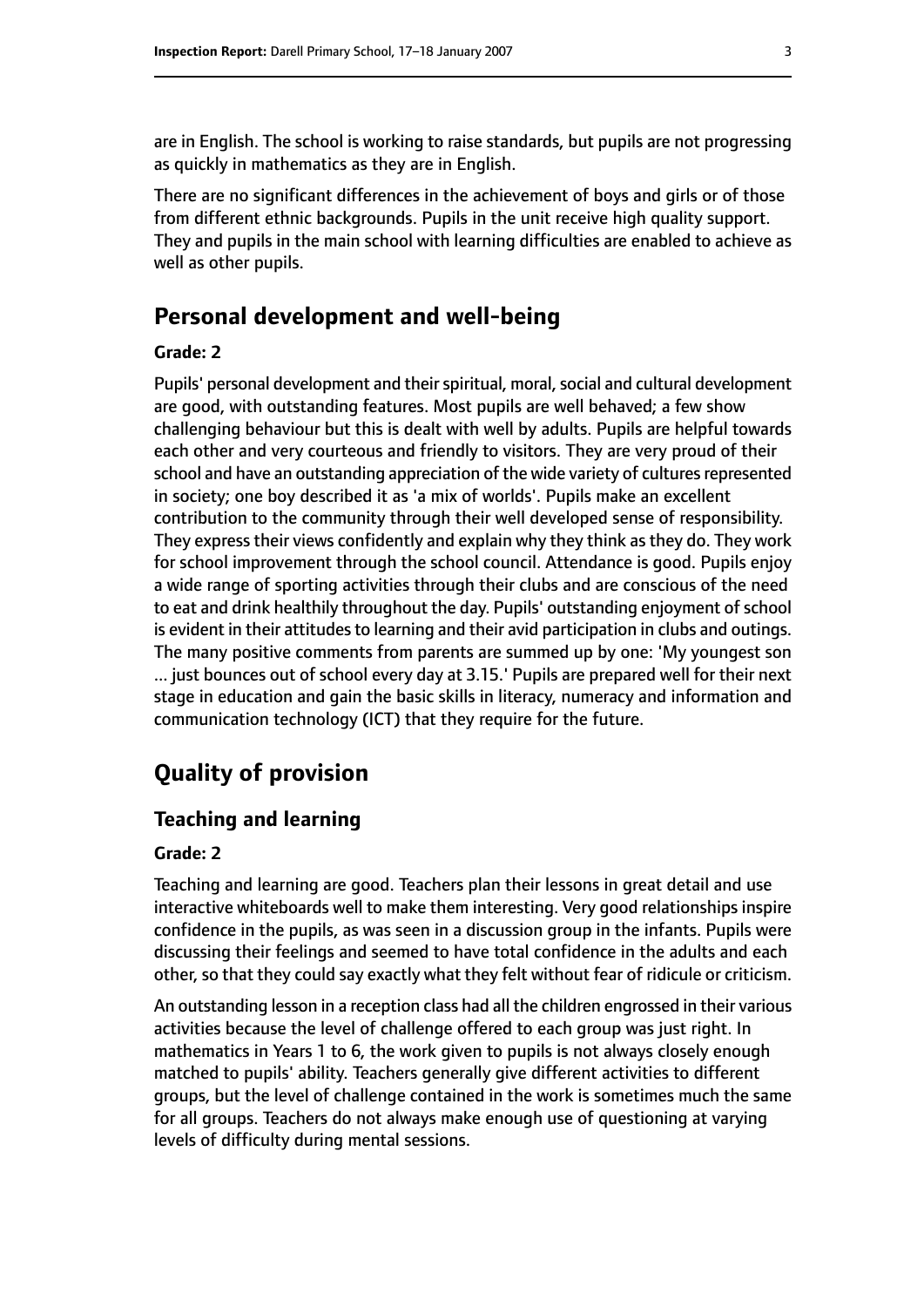are in English. The school is working to raise standards, but pupils are not progressing as quickly in mathematics as they are in English.

There are no significant differences in the achievement of boys and girls or of those from different ethnic backgrounds. Pupils in the unit receive high quality support. They and pupils in the main school with learning difficulties are enabled to achieve as well as other pupils.

# Personal development and well-being

### Grade: 2

Pupils' personal development and their spiritual, moral, social and cultural development are good, with outstanding features. Most pupils are well behaved; a few show challenging behaviour but this is dealt with well by adults. Pupils are helpful towards each other and very courteous and friendly to visitors. They are very proud of their school and have an outstanding appreciation of the wide variety of cultures represented in society; one boy described it as 'a mix of worlds'. Pupils make an excellent contribution to the community through their well developed sense of responsibility. They express their views confidently and explain why they think as they do. They work for school improvement through the school council. Attendance is good. Pupils enjoy a wide range of sporting activities through their clubs and are conscious of the need to eat and drink healthily throughout the day. Pupils' outstanding enjoyment of school is evident in their attitudes to learning and their avid participation in clubs and outings. The many positive comments from parents are summed up by one: 'My youngest son ... just bounces out of school every day at 3.15.' Pupils are prepared well for their next stage in education and gain the basic skills in literacy, numeracy and information and communication technology (ICT) that they require for the future.

# Quality of provision

## Teaching and learning

### Grade: 2

Teaching and learning are good. Teachers plan their lessons in great detail and use interactive whiteboards well to make them interesting. Very good relationships inspire confidence in the pupils, as was seen in a discussion group in the infants. Pupils were discussing their feelings and seemed to have total confidence in the adults and each other, so that they could say exactly what they felt without fear of ridicule or criticism.

An outstanding lesson in a reception class had all the children engrossed in their various activities because the level of challenge offered to each group was just right. In mathematics in Years 1 to 6, the work given to pupils is not always closely enough matched to pupils' ability. Teachers generally give different activities to different groups, but the level of challenge contained in the work is sometimes much the same for all groups. Teachers do not always make enough use of questioning at varying levels of difficulty during mental sessions.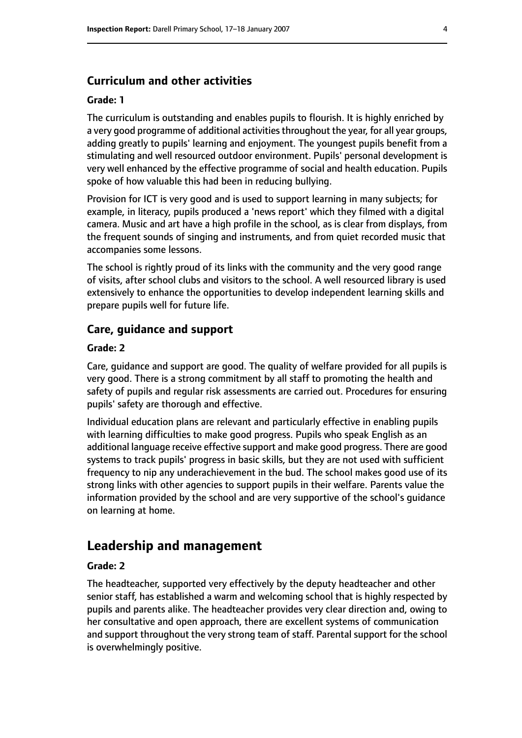### Curriculum and other activities

#### Grade: 1

The curriculum is outstanding and enables pupils to flourish. It is highly enriched by a very good programme of additional activities throughout the year, for all year groups, adding greatly to pupils' learning and enjoyment. The youngest pupils benefit from a stimulating and well resourced outdoor environment. Pupils' personal development is very well enhanced by the effective programme of social and health education. Pupils spoke of how valuable this had been in reducing bullying.

Provision for ICT is very good and is used to support learning in many subjects; for example, in literacy, pupils produced a 'news report' which they filmed with a digital camera. Music and art have a high profile in the school, as is clear from displays, from the frequent sounds of singing and instruments, and from quiet recorded music that accompanies some lessons.

The school is rightly proud of its links with the community and the very good range of visits, after school clubs and visitors to the school. A well resourced library is used extensively to enhance the opportunities to develop independent learning skills and prepare pupils well for future life.

### Care, guidance and support

#### Grade: 2

Care, guidance and support are good. The quality of welfare provided for all pupils is very good. There is a strong commitment by all staff to promoting the health and safety of pupils and regular risk assessments are carried out. Procedures for ensuring pupils' safety are thorough and effective.

Individual education plans are relevant and particularly effective in enabling pupils with learning difficulties to make good progress. Pupils who speak English as an additional language receive effective support and make good progress. There are good systems to track pupils' progress in basic skills, but they are not used with sufficient frequency to nip any underachievement in the bud. The school makes good use of its strong links with other agencies to support pupils in their welfare. Parents value the information provided by the school and are very supportive of the school's guidance on learning at home.

## Leadership and management

#### Grade: 2

The headteacher, supported very effectively by the deputy headteacher and other senior staff, has established a warm and welcoming school that is highly respected by pupils and parents alike. The headteacher provides very clear direction and, owing to her consultative and open approach, there are excellent systems of communication and support throughout the very strong team of staff. Parental support for the school is overwhelmingly positive.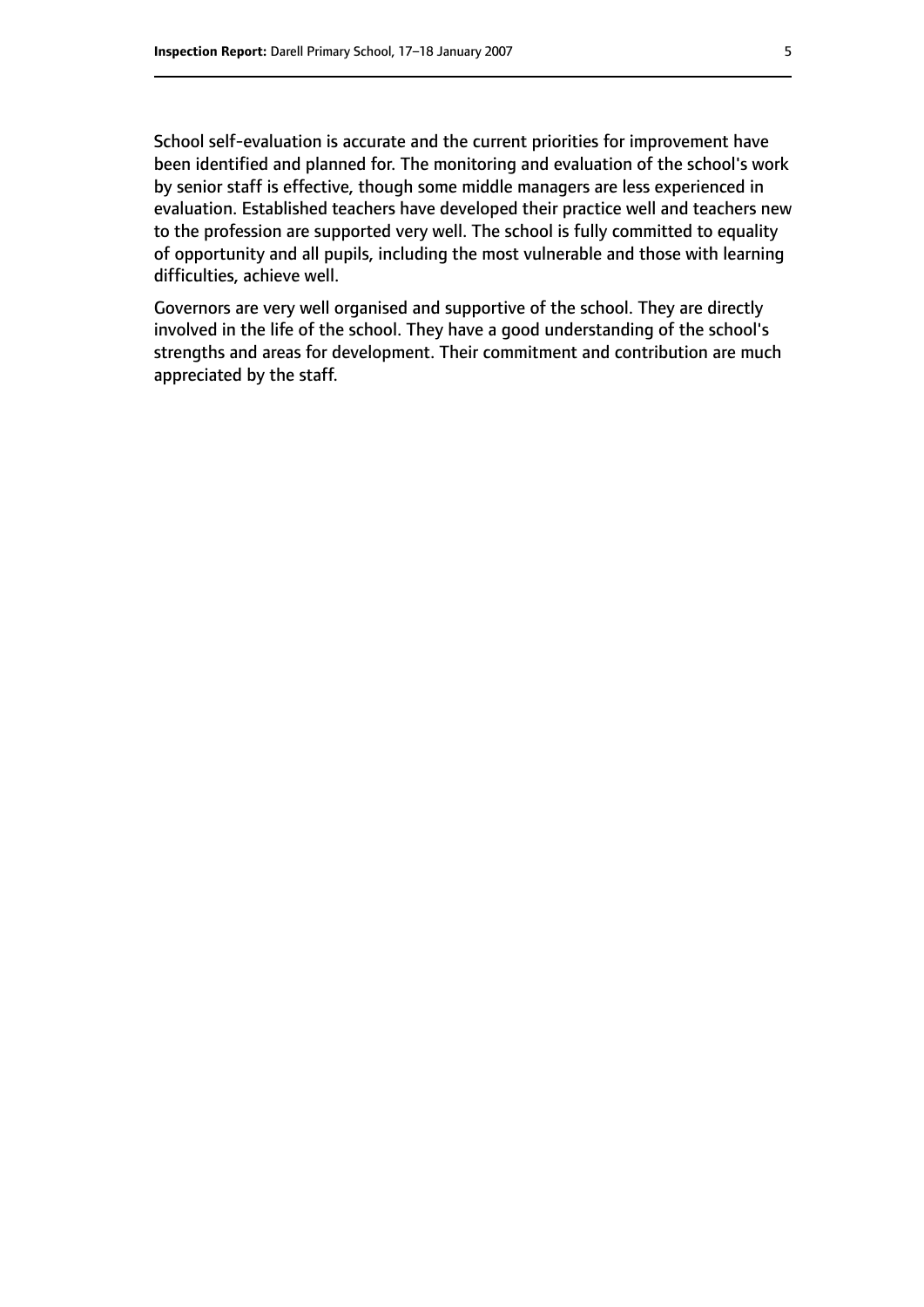School self-evaluation is accurate and the current priorities for improvement have been identified and planned for. The monitoring and evaluation of the school's work by senior staff is effective, though some middle managers are less experienced in evaluation. Established teachers have developed their practice well and teachers new to the profession are supported very well. The school is fully committed to equality of opportunity and all pupils, including the most vulnerable and those with learning difficulties, achieve well.

Governors are very well organised and supportive of the school. They are directly involved in the life of the school. They have a good understanding of the school's strengths and areas for development. Their commitment and contribution are much appreciated by the staff.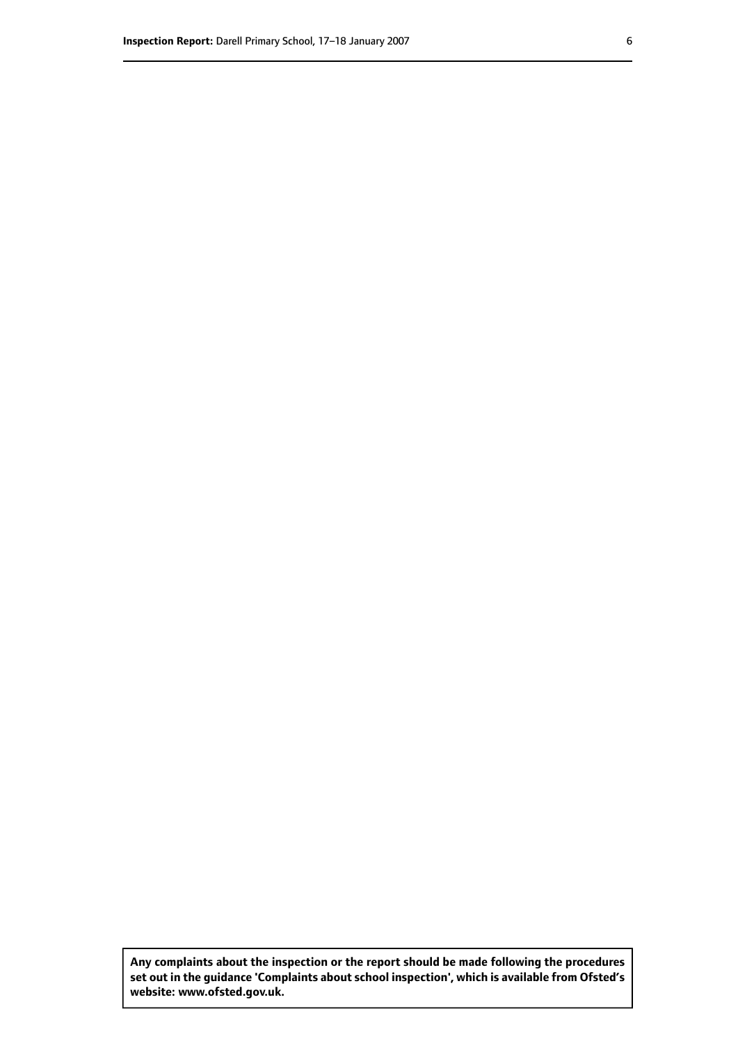**Any complaints about the inspection or the report should be made following the procedures set out in the guidance 'Complaints about school inspection', which is available from Ofsted's website: www.ofsted.gov.uk.**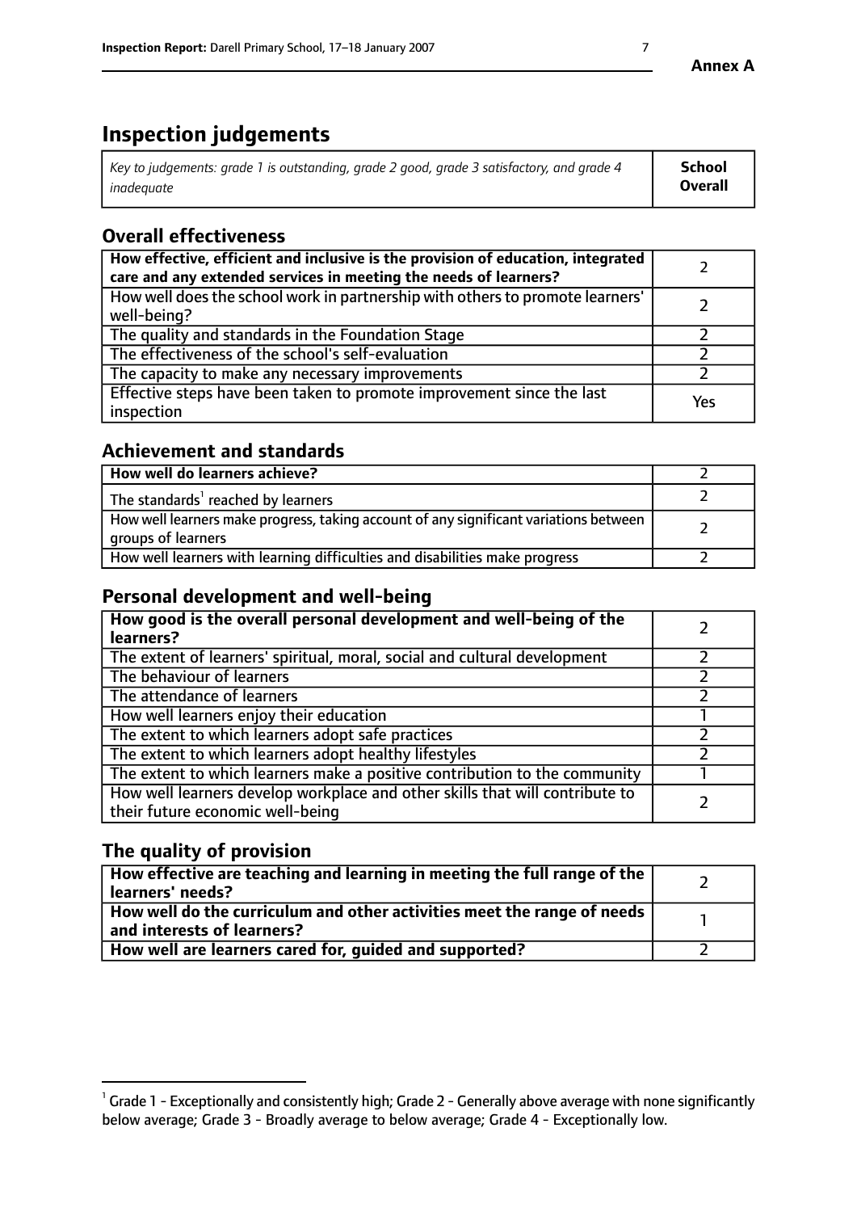# Inspection judgements

| *Key to judgements: grade 1 is outstanding, grade 2 good, grade 3 satisfactory, and grade 4 inadequate* | **School Overall** |
|---|---|

## Overall effectiveness

| | |
|---|---|
| **How effective, efficient and inclusive is the provision of education, integrated care and any extended services in meeting the needs of learners?** | 2 |
| How well does the school work in partnership with others to promote learners' well-being? | 2 |
| The quality and standards in the Foundation Stage | 2 |
| The effectiveness of the school's self-evaluation | 2 |
| The capacity to make any necessary improvements | 2 |
| Effective steps have been taken to promote improvement since the last inspection | Yes |

## Achievement and standards

| | |
|---|---|
| **How well do learners achieve?** | 2 |
| The standards[1] reached by learners | 2 |
| How well learners make progress, taking account of any significant variations between groups of learners | 2 |
| How well learners with learning difficulties and disabilities make progress | 2 |

## Personal development and well-being

| | |
|---|---|
| **How good is the overall personal development and well-being of the learners?** | 2 |
| The extent of learners' spiritual, moral, social and cultural development | 2 |
| The behaviour of learners | 2 |
| The attendance of learners | 2 |
| How well learners enjoy their education | 1 |
| The extent to which learners adopt safe practices | 2 |
| The extent to which learners adopt healthy lifestyles | 2 |
| The extent to which learners make a positive contribution to the community | 1 |
| How well learners develop workplace and other skills that will contribute to their future economic well-being | 2 |

## The quality of provision

| | |
|---|---|
| **How effective are teaching and learning in meeting the full range of the learners' needs?** | 2 |
| **How well do the curriculum and other activities meet the range of needs and interests of learners?** | 1 |
| **How well are learners cared for, guided and supported?** | 2 |

[1] Grade 1 - Exceptionally and consistently high; Grade 2 - Generally above average with none significantly below average; Grade 3 - Broadly average to below average; Grade 4 - Exceptionally low.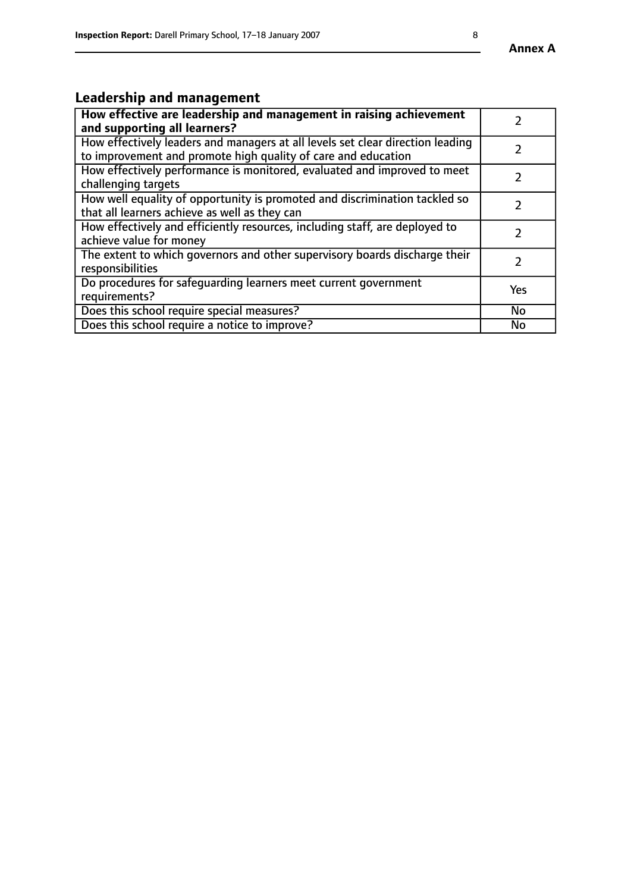## Leadership and management

| How effective are leadership and management in raising achievement and supporting all learners? | 2 |
|---|---|
| How effectively leaders and managers at all levels set clear direction leading to improvement and promote high quality of care and education | 2 |
| How effectively performance is monitored, evaluated and improved to meet challenging targets | 2 |
| How well equality of opportunity is promoted and discrimination tackled so that all learners achieve as well as they can | 2 |
| How effectively and efficiently resources, including staff, are deployed to achieve value for money | 2 |
| The extent to which governors and other supervisory boards discharge their responsibilities | 2 |
| Do procedures for safeguarding learners meet current government requirements? | Yes |
| Does this school require special measures? | No |
| Does this school require a notice to improve? | No |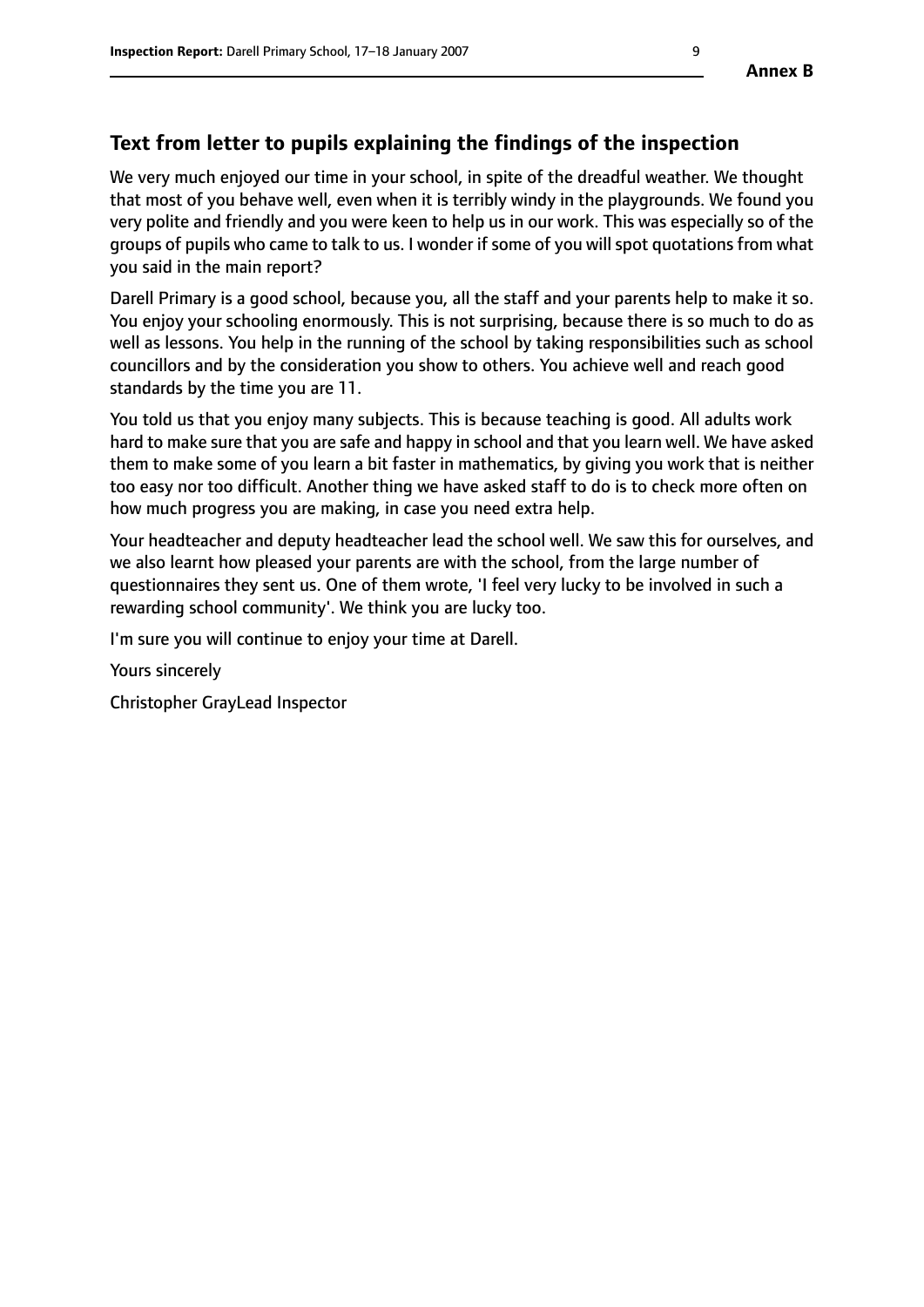## Text from letter to pupils explaining the findings of the inspection

We very much enjoyed our time in your school, in spite of the dreadful weather. We thought that most of you behave well, even when it is terribly windy in the playgrounds. We found you very polite and friendly and you were keen to help us in our work. This was especially so of the groups of pupils who came to talk to us. I wonder if some of you will spot quotations from what you said in the main report?

Darell Primary is a good school, because you, all the staff and your parents help to make it so. You enjoy your schooling enormously. This is not surprising, because there is so much to do as well as lessons. You help in the running of the school by taking responsibilities such as school councillors and by the consideration you show to others. You achieve well and reach good standards by the time you are 11.

You told us that you enjoy many subjects. This is because teaching is good. All adults work hard to make sure that you are safe and happy in school and that you learn well. We have asked them to make some of you learn a bit faster in mathematics, by giving you work that is neither too easy nor too difficult. Another thing we have asked staff to do is to check more often on how much progress you are making, in case you need extra help.

Your headteacher and deputy headteacher lead the school well. We saw this for ourselves, and we also learnt how pleased your parents are with the school, from the large number of questionnaires they sent us. One of them wrote, 'I feel very lucky to be involved in such a rewarding school community'. We think you are lucky too.

I'm sure you will continue to enjoy your time at Darell.

Yours sincerely

Christopher GrayLead Inspector